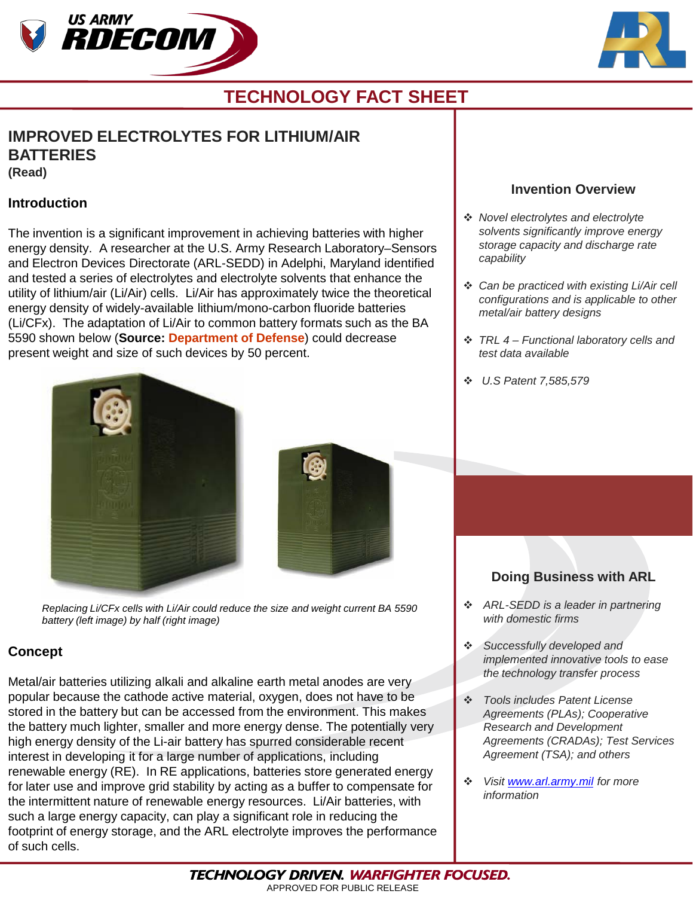# TECHNOLOGY FACT SHEET

## IMPROVED ELECTROLYTES FOR LITHIUM/AIR BATTERIES

**(Read)**

### Introduction

The invention is a significant improvement in achieving batteries with higher energy density. A researcher at the U.S. Army Research Laboratory–Sensors and Electron Devices Directorate (ARL-SEDD) in Adelphi, Maryland identified and tested a series of electrolytes and electrolyte solvents that enhance the utility of lithium/air (Li/Air) cells. Li/Air has approximately twice the theoretical energy density of widely-available lithium/mono-carbon fluoride batteries (Li/CFx). The adaptation of Li/Air to common battery formats such as the BA 5590 shown below (**Source:** **Department of Defense**) could decrease present weight and size of such devices by 50 percent.

*Replacing Li/CFx cells with Li/Air could reduce the size and weight current BA 5590 battery (left image) by half (right image)*

### Concept

Metal/air batteries utilizing alkali and alkaline earth metal anodes are very popular because the cathode active material, oxygen, does not have to be stored in the battery but can be accessed from the environment. This makes the battery much lighter, smaller and more energy dense. The potentially very high energy density of the Li-air battery has spurred considerable recent interest in developing it for a large number of applications, including renewable energy (RE). In RE applications, batteries store generated energy for later use and improve grid stability by acting as a buffer to compensate for the intermittent nature of renewable energy resources. Li/Air batteries, with such a large energy capacity, can play a significant role in reducing the footprint of energy storage, and the ARL electrolyte improves the performance of such cells.

### Invention Overview

- *Novel electrolytes and electrolyte solvents significantly improve energy storage capacity and discharge rate capability*
- *Can be practiced with existing Li/Air cell configurations and is applicable to other metal/air battery designs*
- *TRL 4 – Functional laboratory cells and test data available*
- *U.S Patent 7,585,579*

### Doing Business with ARL

- *ARL-SEDD is a leader in partnering with domestic firms*
- *Successfully developed and implemented innovative tools to ease the technology transfer process*
- *Tools includes Patent License Agreements (PLAs); Cooperative Research and Development Agreements (CRADAs); Test Services Agreement (TSA); and others*
- *Visit www.arl.army.mil for more information*

**TECHNOLOGY DRIVEN. WARFIGHTER FOCUSED.**

APPROVED FOR PUBLIC RELEASE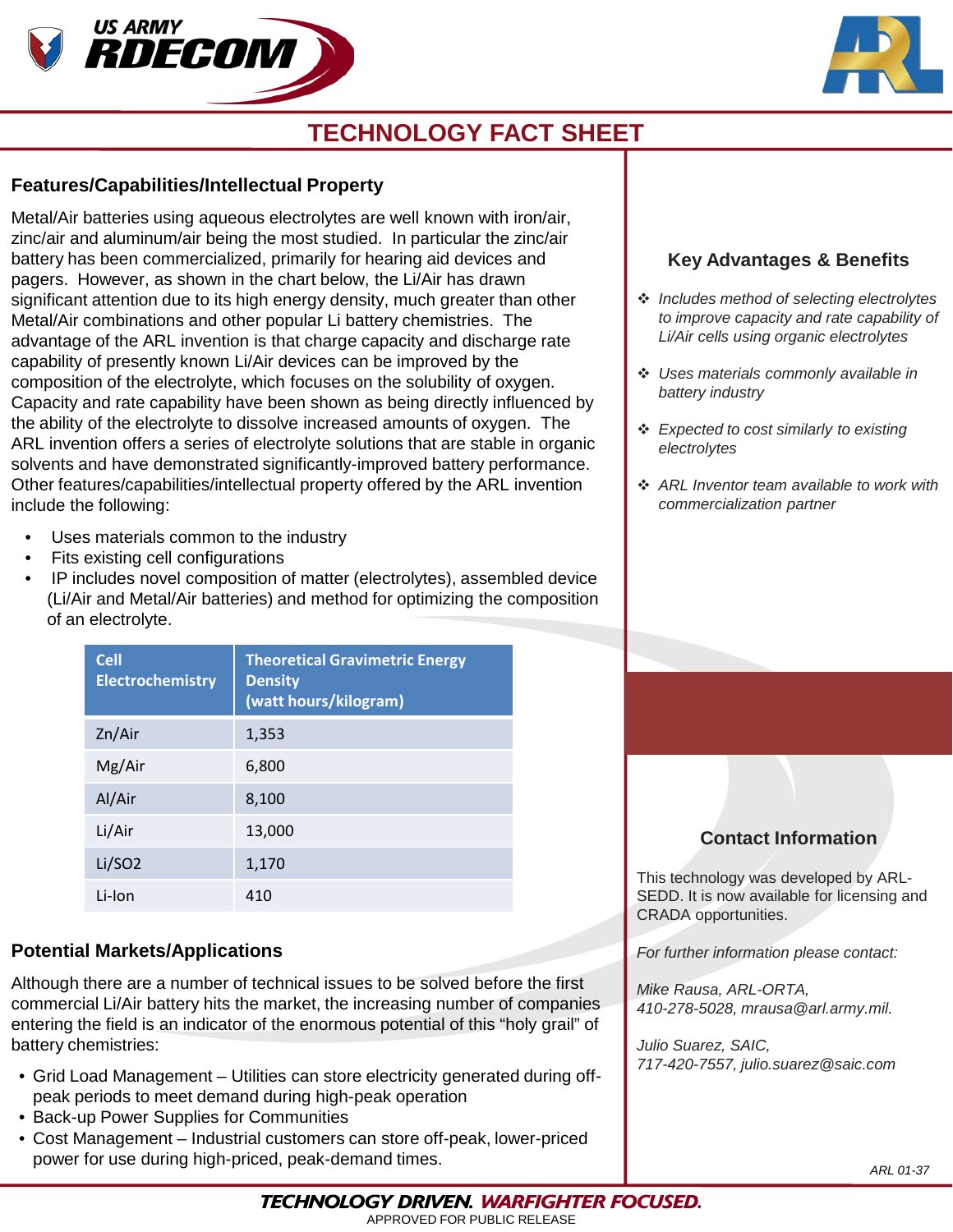# TECHNOLOGY FACT SHEET

## Features/Capabilities/Intellectual Property

Metal/Air batteries using aqueous electrolytes are well known with iron/air, zinc/air and aluminum/air being the most studied. In particular the zinc/air battery has been commercialized, primarily for hearing aid devices and pagers. However, as shown in the chart below, the Li/Air has drawn significant attention due to its high energy density, much greater than other Metal/Air combinations and other popular Li battery chemistries. The advantage of the ARL invention is that charge capacity and discharge rate capability of presently known Li/Air devices can be improved by the composition of the electrolyte, which focuses on the solubility of oxygen. Capacity and rate capability have been shown as being directly influenced by the ability of the electrolyte to dissolve increased amounts of oxygen. The ARL invention offers a series of electrolyte solutions that are stable in organic solvents and have demonstrated significantly-improved battery performance. Other features/capabilities/intellectual property offered by the ARL invention include the following:

- Uses materials common to the industry
- Fits existing cell configurations
- IP includes novel composition of matter (electrolytes), assembled device (Li/Air and Metal/Air batteries) and method for optimizing the composition of an electrolyte.

| Cell Electrochemistry | Theoretical Gravimetric Energy Density (watt hours/kilogram) |
|---|---|
| Zn/Air | 1,353 |
| Mg/Air | 6,800 |
| Al/Air | 8,100 |
| Li/Air | 13,000 |
| Li/SO2 | 1,170 |
| Li-Ion | 410 |

## Potential Markets/Applications

Although there are a number of technical issues to be solved before the first commercial Li/Air battery hits the market, the increasing number of companies entering the field is an indicator of the enormous potential of this "holy grail" of battery chemistries:

- Grid Load Management – Utilities can store electricity generated during off-peak periods to meet demand during high-peak operation
- Back-up Power Supplies for Communities
- Cost Management – Industrial customers can store off-peak, lower-priced power for use during high-priced, peak-demand times.

## Key Advantages & Benefits

- *Includes method of selecting electrolytes to improve capacity and rate capability of Li/Air cells using organic electrolytes*
- *Uses materials commonly available in battery industry*
- *Expected to cost similarly to existing electrolytes*
- *ARL Inventor team available to work with commercialization partner*

## Contact Information

This technology was developed by ARL-SEDD. It is now available for licensing and CRADA opportunities.

*For further information please contact:*

*Mike Rausa, ARL-ORTA, 410-278-5028, mrausa@arl.army.mil.*

*Julio Suarez, SAIC, 717-420-7557, julio.suarez@saic.com*

*ARL 01-37*

**TECHNOLOGY DRIVEN. WARFIGHTER FOCUSED.**

APPROVED FOR PUBLIC RELEASE